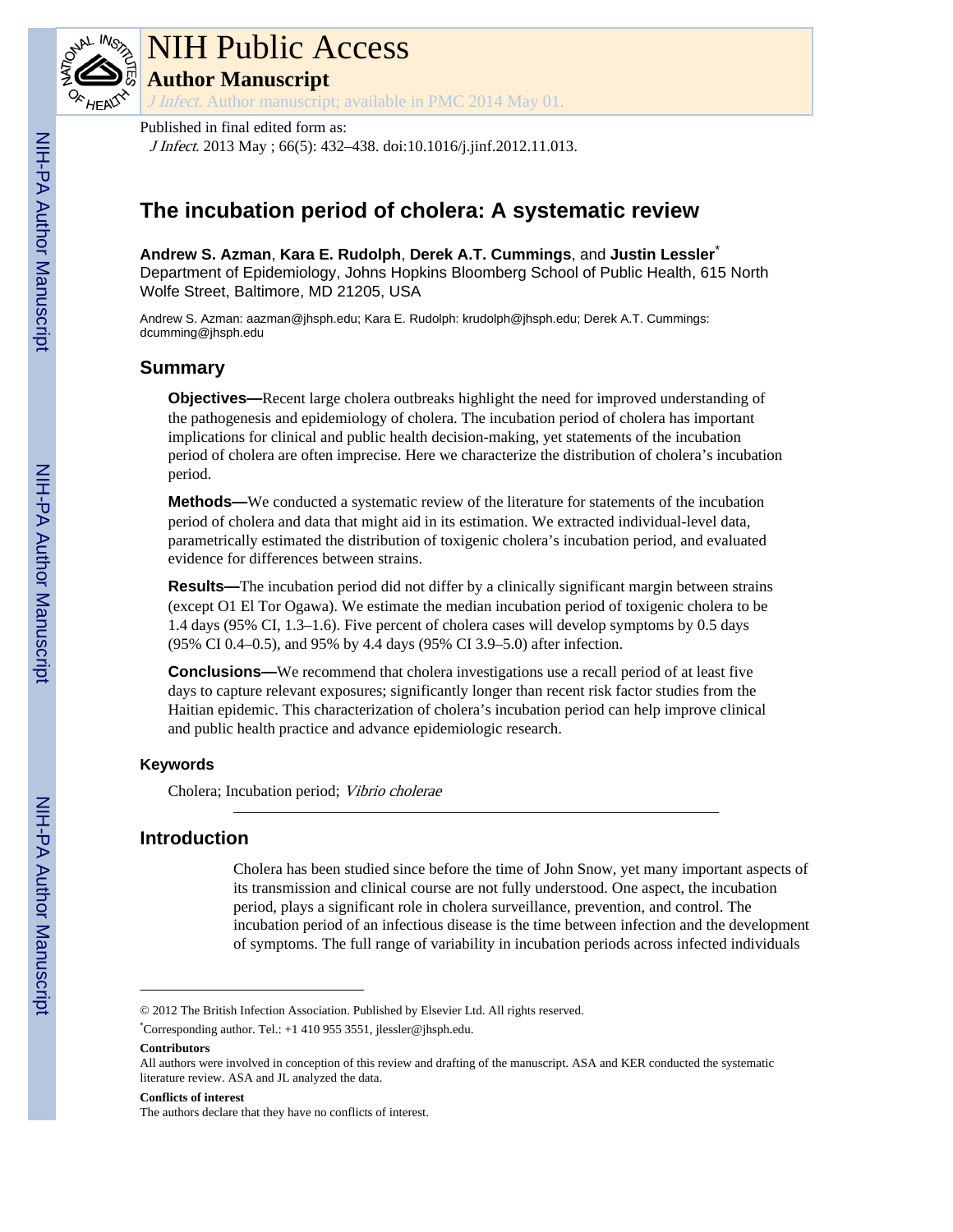# The incubation period of cholera: A systematic review

**Andrew S. Azman**, **Kara E. Rudolph**, **Derek A.T. Cummings**, and **Justin Lessler**[*]
Department of Epidemiology, Johns Hopkins Bloomberg School of Public Health, 615 North Wolfe Street, Baltimore, MD 21205, USA

Andrew S. Azman: aazman@jhsph.edu; Kara E. Rudolph: krudolph@jhsph.edu; Derek A.T. Cummings: dcumming@jhsph.edu

Published in final edited form as: *J Infect*. 2013 May ; 66(5): 432–438. doi:10.1016/j.jinf.2012.11.013.

## Summary

**Objectives—**Recent large cholera outbreaks highlight the need for improved understanding of the pathogenesis and epidemiology of cholera. The incubation period of cholera has important implications for clinical and public health decision-making, yet statements of the incubation period of cholera are often imprecise. Here we characterize the distribution of cholera's incubation period.

**Methods—**We conducted a systematic review of the literature for statements of the incubation period of cholera and data that might aid in its estimation. We extracted individual-level data, parametrically estimated the distribution of toxigenic cholera's incubation period, and evaluated evidence for differences between strains.

**Results—**The incubation period did not differ by a clinically significant margin between strains (except O1 El Tor Ogawa). We estimate the median incubation period of toxigenic cholera to be 1.4 days (95% CI, 1.3–1.6). Five percent of cholera cases will develop symptoms by 0.5 days (95% CI 0.4–0.5), and 95% by 4.4 days (95% CI 3.9–5.0) after infection.

**Conclusions—**We recommend that cholera investigations use a recall period of at least five days to capture relevant exposures; significantly longer than recent risk factor studies from the Haitian epidemic. This characterization of cholera's incubation period can help improve clinical and public health practice and advance epidemiologic research.

### Keywords

Cholera; Incubation period; *Vibrio cholerae*

## Introduction

Cholera has been studied since before the time of John Snow, yet many important aspects of its transmission and clinical course are not fully understood. One aspect, the incubation period, plays a significant role in cholera surveillance, prevention, and control. The incubation period of an infectious disease is the time between infection and the development of symptoms. The full range of variability in incubation periods across infected individuals

---

© 2012 The British Infection Association. Published by Elsevier Ltd. All rights reserved.

[*]Corresponding author. Tel.: +1 410 955 3551, jlessler@jhsph.edu.

**Contributors**

All authors were involved in conception of this review and drafting of the manuscript. ASA and KER conducted the systematic literature review. ASA and JL analyzed the data.

**Conflicts of interest**

The authors declare that they have no conflicts of interest.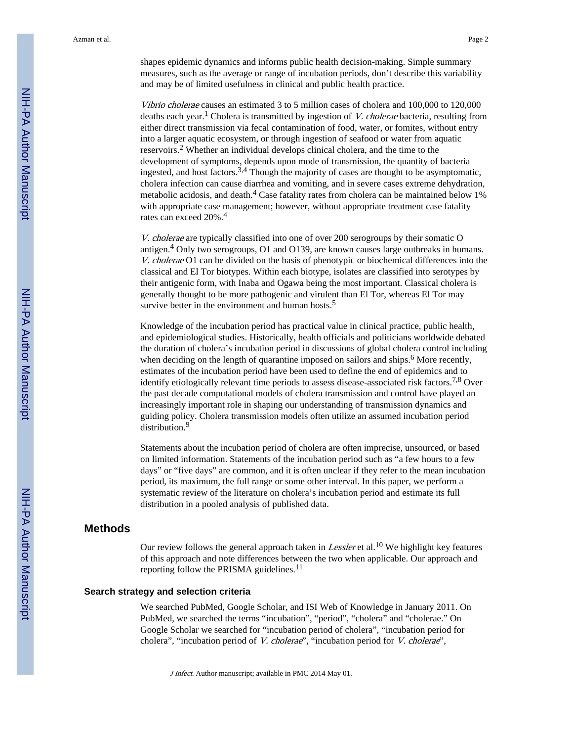shapes epidemic dynamics and informs public health decision-making. Simple summary measures, such as the average or range of incubation periods, don't describe this variability and may be of limited usefulness in clinical and public health practice.

*Vibrio cholerae* causes an estimated 3 to 5 million cases of cholera and 100,000 to 120,000 deaths each year.[1] Cholera is transmitted by ingestion of *V. cholerae* bacteria, resulting from either direct transmission via fecal contamination of food, water, or fomites, without entry into a larger aquatic ecosystem, or through ingestion of seafood or water from aquatic reservoirs.[2] Whether an individual develops clinical cholera, and the time to the development of symptoms, depends upon mode of transmission, the quantity of bacteria ingested, and host factors.[3,4] Though the majority of cases are thought to be asymptomatic, cholera infection can cause diarrhea and vomiting, and in severe cases extreme dehydration, metabolic acidosis, and death.[4] Case fatality rates from cholera can be maintained below 1% with appropriate case management; however, without appropriate treatment case fatality rates can exceed 20%.[4]

*V. cholerae* are typically classified into one of over 200 serogroups by their somatic O antigen.[4] Only two serogroups, O1 and O139, are known causes large outbreaks in humans. *V. cholerae* O1 can be divided on the basis of phenotypic or biochemical differences into the classical and El Tor biotypes. Within each biotype, isolates are classified into serotypes by their antigenic form, with Inaba and Ogawa being the most important. Classical cholera is generally thought to be more pathogenic and virulent than El Tor, whereas El Tor may survive better in the environment and human hosts.[5]

Knowledge of the incubation period has practical value in clinical practice, public health, and epidemiological studies. Historically, health officials and politicians worldwide debated the duration of cholera's incubation period in discussions of global cholera control including when deciding on the length of quarantine imposed on sailors and ships.[6] More recently, estimates of the incubation period have been used to define the end of epidemics and to identify etiologically relevant time periods to assess disease-associated risk factors.[7,8] Over the past decade computational models of cholera transmission and control have played an increasingly important role in shaping our understanding of transmission dynamics and guiding policy. Cholera transmission models often utilize an assumed incubation period distribution.[9]

Statements about the incubation period of cholera are often imprecise, unsourced, or based on limited information. Statements of the incubation period such as "a few hours to a few days" or "five days" are common, and it is often unclear if they refer to the mean incubation period, its maximum, the full range or some other interval. In this paper, we perform a systematic review of the literature on cholera's incubation period and estimate its full distribution in a pooled analysis of published data.

## Methods

Our review follows the general approach taken in *Lessler* et al.[10] We highlight key features of this approach and note differences between the two when applicable. Our approach and reporting follow the PRISMA guidelines.[11]

### Search strategy and selection criteria

We searched PubMed, Google Scholar, and ISI Web of Knowledge in January 2011. On PubMed, we searched the terms "incubation", "period", "cholera" and "cholerae." On Google Scholar we searched for "incubation period of cholera", "incubation period for cholera", "incubation period of *V. cholerae*", "incubation period for *V. cholerae*",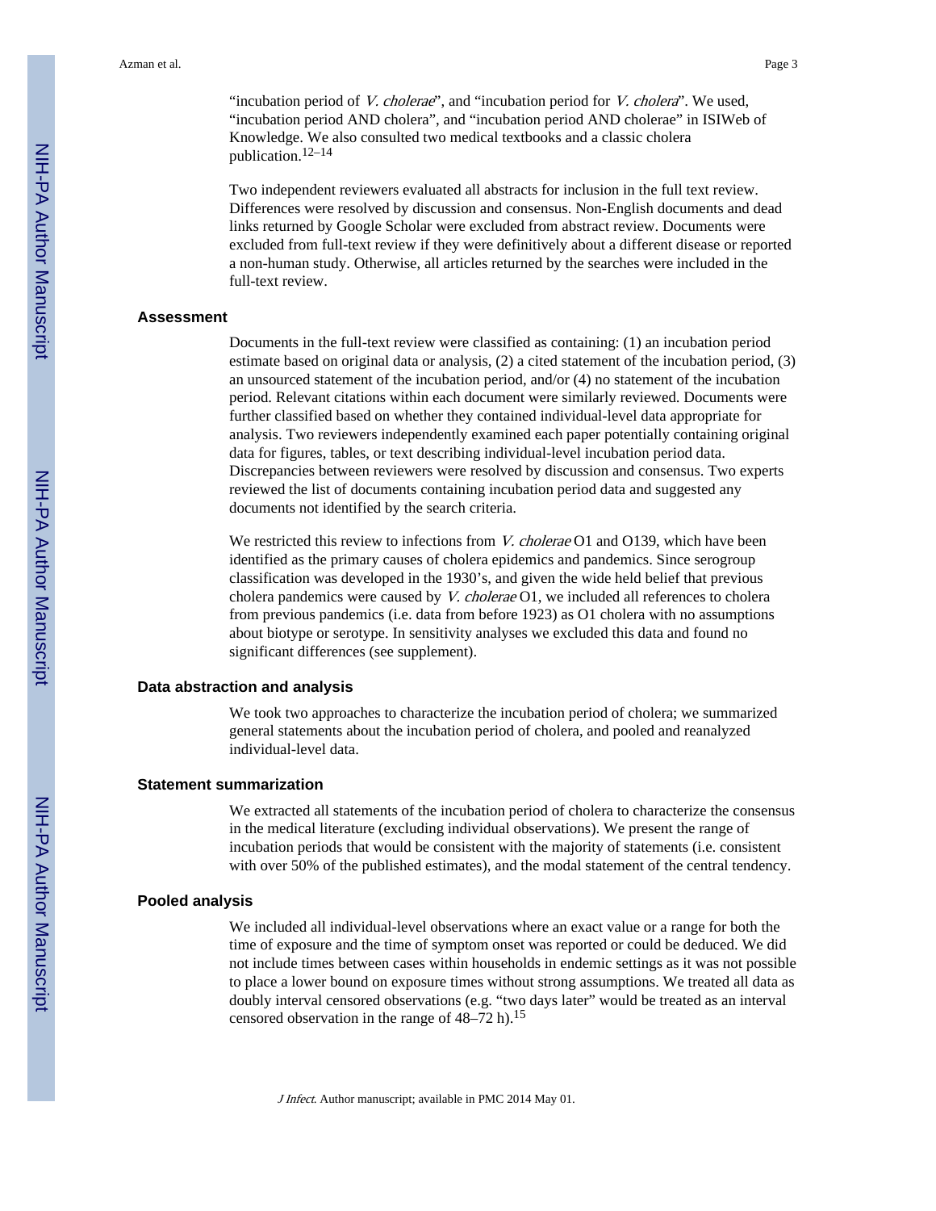"incubation period of *V. cholerae*", and "incubation period for *V. cholera*". We used, "incubation period AND cholera", and "incubation period AND cholerae" in ISIWeb of Knowledge. We also consulted two medical textbooks and a classic cholera publication.[12–14]

Two independent reviewers evaluated all abstracts for inclusion in the full text review. Differences were resolved by discussion and consensus. Non-English documents and dead links returned by Google Scholar were excluded from abstract review. Documents were excluded from full-text review if they were definitively about a different disease or reported a non-human study. Otherwise, all articles returned by the searches were included in the full-text review.

### Assessment

Documents in the full-text review were classified as containing: (1) an incubation period estimate based on original data or analysis, (2) a cited statement of the incubation period, (3) an unsourced statement of the incubation period, and/or (4) no statement of the incubation period. Relevant citations within each document were similarly reviewed. Documents were further classified based on whether they contained individual-level data appropriate for analysis. Two reviewers independently examined each paper potentially containing original data for figures, tables, or text describing individual-level incubation period data. Discrepancies between reviewers were resolved by discussion and consensus. Two experts reviewed the list of documents containing incubation period data and suggested any documents not identified by the search criteria.

We restricted this review to infections from *V. cholerae* O1 and O139, which have been identified as the primary causes of cholera epidemics and pandemics. Since serogroup classification was developed in the 1930's, and given the wide held belief that previous cholera pandemics were caused by *V. cholerae* O1, we included all references to cholera from previous pandemics (i.e. data from before 1923) as O1 cholera with no assumptions about biotype or serotype. In sensitivity analyses we excluded this data and found no significant differences (see supplement).

### Data abstraction and analysis

We took two approaches to characterize the incubation period of cholera; we summarized general statements about the incubation period of cholera, and pooled and reanalyzed individual-level data.

### Statement summarization

We extracted all statements of the incubation period of cholera to characterize the consensus in the medical literature (excluding individual observations). We present the range of incubation periods that would be consistent with the majority of statements (i.e. consistent with over 50% of the published estimates), and the modal statement of the central tendency.

### Pooled analysis

We included all individual-level observations where an exact value or a range for both the time of exposure and the time of symptom onset was reported or could be deduced. We did not include times between cases within households in endemic settings as it was not possible to place a lower bound on exposure times without strong assumptions. We treated all data as doubly interval censored observations (e.g. "two days later" would be treated as an interval censored observation in the range of 48–72 h).[15]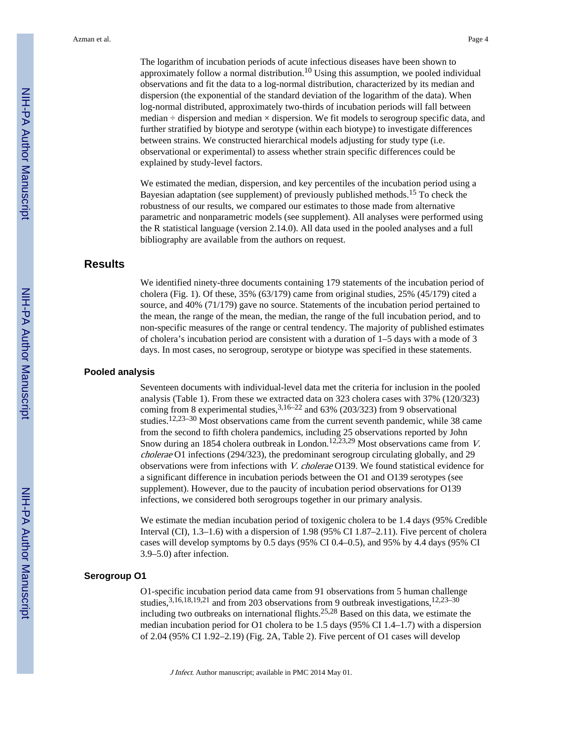The logarithm of incubation periods of acute infectious diseases have been shown to approximately follow a normal distribution.[10] Using this assumption, we pooled individual observations and fit the data to a log-normal distribution, characterized by its median and dispersion (the exponential of the standard deviation of the logarithm of the data). When log-normal distributed, approximately two-thirds of incubation periods will fall between median ÷ dispersion and median × dispersion. We fit models to serogroup specific data, and further stratified by biotype and serotype (within each biotype) to investigate differences between strains. We constructed hierarchical models adjusting for study type (i.e. observational or experimental) to assess whether strain specific differences could be explained by study-level factors.

We estimated the median, dispersion, and key percentiles of the incubation period using a Bayesian adaptation (see supplement) of previously published methods.[15] To check the robustness of our results, we compared our estimates to those made from alternative parametric and nonparametric models (see supplement). All analyses were performed using the R statistical language (version 2.14.0). All data used in the pooled analyses and a full bibliography are available from the authors on request.

## Results

We identified ninety-three documents containing 179 statements of the incubation period of cholera (Fig. 1). Of these, 35% (63/179) came from original studies, 25% (45/179) cited a source, and 40% (71/179) gave no source. Statements of the incubation period pertained to the mean, the range of the mean, the median, the range of the full incubation period, and to non-specific measures of the range or central tendency. The majority of published estimates of cholera's incubation period are consistent with a duration of 1–5 days with a mode of 3 days. In most cases, no serogroup, serotype or biotype was specified in these statements.

### Pooled analysis

Seventeen documents with individual-level data met the criteria for inclusion in the pooled analysis (Table 1). From these we extracted data on 323 cholera cases with 37% (120/323) coming from 8 experimental studies,[3,16–22] and 63% (203/323) from 9 observational studies.[12,23–30] Most observations came from the current seventh pandemic, while 38 came from the second to fifth cholera pandemics, including 25 observations reported by John Snow during an 1854 cholera outbreak in London.[12,23,29] Most observations came from *V. cholerae* O1 infections (294/323), the predominant serogroup circulating globally, and 29 observations were from infections with *V. cholerae* O139. We found statistical evidence for a significant difference in incubation periods between the O1 and O139 serotypes (see supplement). However, due to the paucity of incubation period observations for O139 infections, we considered both serogroups together in our primary analysis.

We estimate the median incubation period of toxigenic cholera to be 1.4 days (95% Credible Interval (CI), 1.3–1.6) with a dispersion of 1.98 (95% CI 1.87–2.11). Five percent of cholera cases will develop symptoms by 0.5 days (95% CI 0.4–0.5), and 95% by 4.4 days (95% CI 3.9–5.0) after infection.

### Serogroup O1

O1-specific incubation period data came from 91 observations from 5 human challenge studies,[3,16,18,19,21] and from 203 observations from 9 outbreak investigations,[12,23–30] including two outbreaks on international flights.[25,28] Based on this data, we estimate the median incubation period for O1 cholera to be 1.5 days (95% CI 1.4–1.7) with a dispersion of 2.04 (95% CI 1.92–2.19) (Fig. 2A, Table 2). Five percent of O1 cases will develop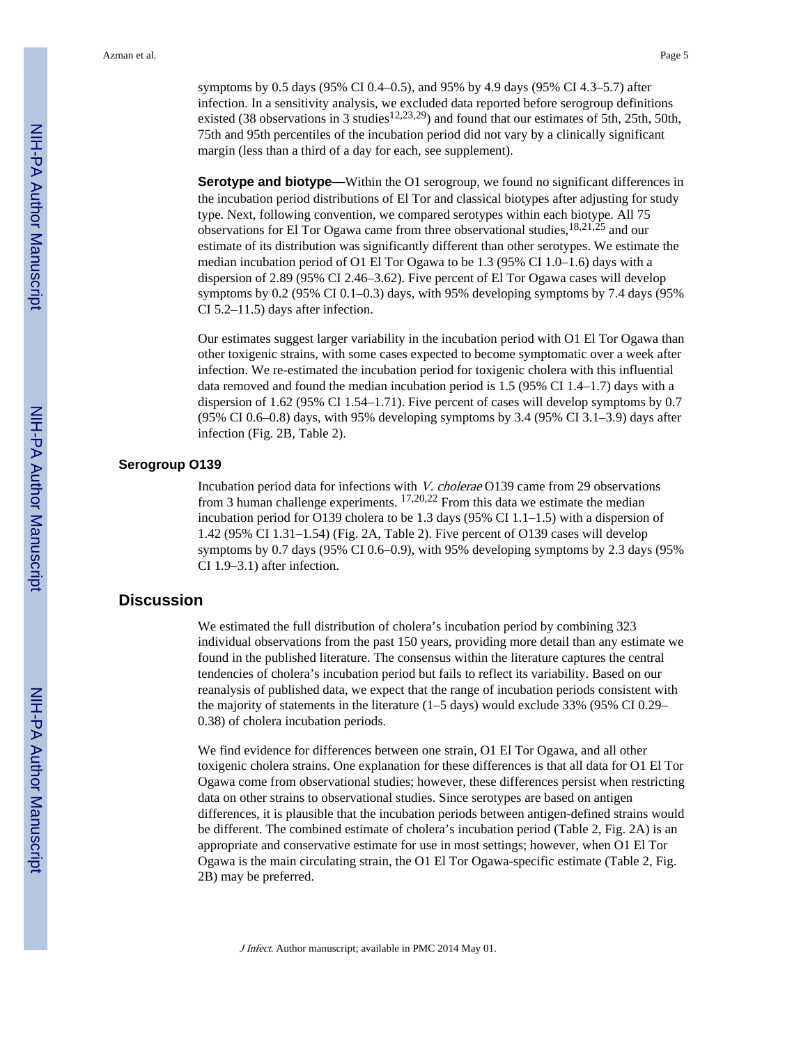symptoms by 0.5 days (95% CI 0.4–0.5), and 95% by 4.9 days (95% CI 4.3–5.7) after infection. In a sensitivity analysis, we excluded data reported before serogroup definitions existed (38 observations in 3 studies[12,23,29]) and found that our estimates of 5th, 25th, 50th, 75th and 95th percentiles of the incubation period did not vary by a clinically significant margin (less than a third of a day for each, see supplement).

**Serotype and biotype—**Within the O1 serogroup, we found no significant differences in the incubation period distributions of El Tor and classical biotypes after adjusting for study type. Next, following convention, we compared serotypes within each biotype. All 75 observations for El Tor Ogawa came from three observational studies,[18,21,25] and our estimate of its distribution was significantly different than other serotypes. We estimate the median incubation period of O1 El Tor Ogawa to be 1.3 (95% CI 1.0–1.6) days with a dispersion of 2.89 (95% CI 2.46–3.62). Five percent of El Tor Ogawa cases will develop symptoms by 0.2 (95% CI 0.1–0.3) days, with 95% developing symptoms by 7.4 days (95% CI 5.2–11.5) days after infection.

Our estimates suggest larger variability in the incubation period with O1 El Tor Ogawa than other toxigenic strains, with some cases expected to become symptomatic over a week after infection. We re-estimated the incubation period for toxigenic cholera with this influential data removed and found the median incubation period is 1.5 (95% CI 1.4–1.7) days with a dispersion of 1.62 (95% CI 1.54–1.71). Five percent of cases will develop symptoms by 0.7 (95% CI 0.6–0.8) days, with 95% developing symptoms by 3.4 (95% CI 3.1–3.9) days after infection (Fig. 2B, Table 2).

### Serogroup O139

Incubation period data for infections with *V. cholerae* O139 came from 29 observations from 3 human challenge experiments. [17,20,22] From this data we estimate the median incubation period for O139 cholera to be 1.3 days (95% CI 1.1–1.5) with a dispersion of 1.42 (95% CI 1.31–1.54) (Fig. 2A, Table 2). Five percent of O139 cases will develop symptoms by 0.7 days (95% CI 0.6–0.9), with 95% developing symptoms by 2.3 days (95% CI 1.9–3.1) after infection.

## Discussion

We estimated the full distribution of cholera's incubation period by combining 323 individual observations from the past 150 years, providing more detail than any estimate we found in the published literature. The consensus within the literature captures the central tendencies of cholera's incubation period but fails to reflect its variability. Based on our reanalysis of published data, we expect that the range of incubation periods consistent with the majority of statements in the literature (1–5 days) would exclude 33% (95% CI 0.29–0.38) of cholera incubation periods.

We find evidence for differences between one strain, O1 El Tor Ogawa, and all other toxigenic cholera strains. One explanation for these differences is that all data for O1 El Tor Ogawa come from observational studies; however, these differences persist when restricting data on other strains to observational studies. Since serotypes are based on antigen differences, it is plausible that the incubation periods between antigen-defined strains would be different. The combined estimate of cholera's incubation period (Table 2, Fig. 2A) is an appropriate and conservative estimate for use in most settings; however, when O1 El Tor Ogawa is the main circulating strain, the O1 El Tor Ogawa-specific estimate (Table 2, Fig. 2B) may be preferred.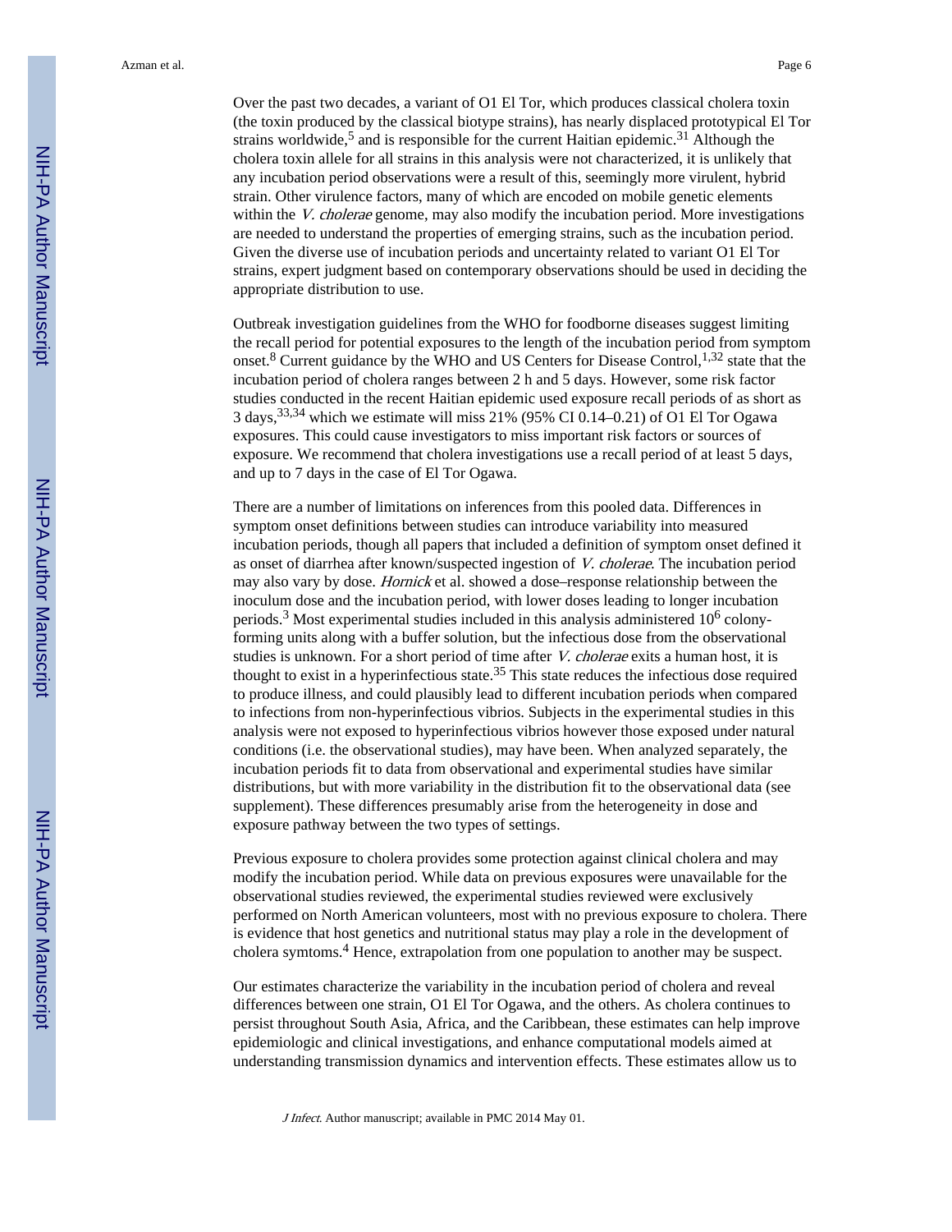Over the past two decades, a variant of O1 El Tor, which produces classical cholera toxin (the toxin produced by the classical biotype strains), has nearly displaced prototypical El Tor strains worldwide,[5] and is responsible for the current Haitian epidemic.[31] Although the cholera toxin allele for all strains in this analysis were not characterized, it is unlikely that any incubation period observations were a result of this, seemingly more virulent, hybrid strain. Other virulence factors, many of which are encoded on mobile genetic elements within the *V. cholerae* genome, may also modify the incubation period. More investigations are needed to understand the properties of emerging strains, such as the incubation period. Given the diverse use of incubation periods and uncertainty related to variant O1 El Tor strains, expert judgment based on contemporary observations should be used in deciding the appropriate distribution to use.

Outbreak investigation guidelines from the WHO for foodborne diseases suggest limiting the recall period for potential exposures to the length of the incubation period from symptom onset.[8] Current guidance by the WHO and US Centers for Disease Control,[1,32] state that the incubation period of cholera ranges between 2 h and 5 days. However, some risk factor studies conducted in the recent Haitian epidemic used exposure recall periods of as short as 3 days,[33,34] which we estimate will miss 21% (95% CI 0.14–0.21) of O1 El Tor Ogawa exposures. This could cause investigators to miss important risk factors or sources of exposure. We recommend that cholera investigations use a recall period of at least 5 days, and up to 7 days in the case of El Tor Ogawa.

There are a number of limitations on inferences from this pooled data. Differences in symptom onset definitions between studies can introduce variability into measured incubation periods, though all papers that included a definition of symptom onset defined it as onset of diarrhea after known/suspected ingestion of *V. cholerae*. The incubation period may also vary by dose. *Hornick* et al. showed a dose–response relationship between the inoculum dose and the incubation period, with lower doses leading to longer incubation periods.[3] Most experimental studies included in this analysis administered $10^6$ colony-forming units along with a buffer solution, but the infectious dose from the observational studies is unknown. For a short period of time after *V. cholerae* exits a human host, it is thought to exist in a hyperinfectious state.[35] This state reduces the infectious dose required to produce illness, and could plausibly lead to different incubation periods when compared to infections from non-hyperinfectious vibrios. Subjects in the experimental studies in this analysis were not exposed to hyperinfectious vibrios however those exposed under natural conditions (i.e. the observational studies), may have been. When analyzed separately, the incubation periods fit to data from observational and experimental studies have similar distributions, but with more variability in the distribution fit to the observational data (see supplement). These differences presumably arise from the heterogeneity in dose and exposure pathway between the two types of settings.

Previous exposure to cholera provides some protection against clinical cholera and may modify the incubation period. While data on previous exposures were unavailable for the observational studies reviewed, the experimental studies reviewed were exclusively performed on North American volunteers, most with no previous exposure to cholera. There is evidence that host genetics and nutritional status may play a role in the development of cholera symtoms.[4] Hence, extrapolation from one population to another may be suspect.

Our estimates characterize the variability in the incubation period of cholera and reveal differences between one strain, O1 El Tor Ogawa, and the others. As cholera continues to persist throughout South Asia, Africa, and the Caribbean, these estimates can help improve epidemiologic and clinical investigations, and enhance computational models aimed at understanding transmission dynamics and intervention effects. These estimates allow us to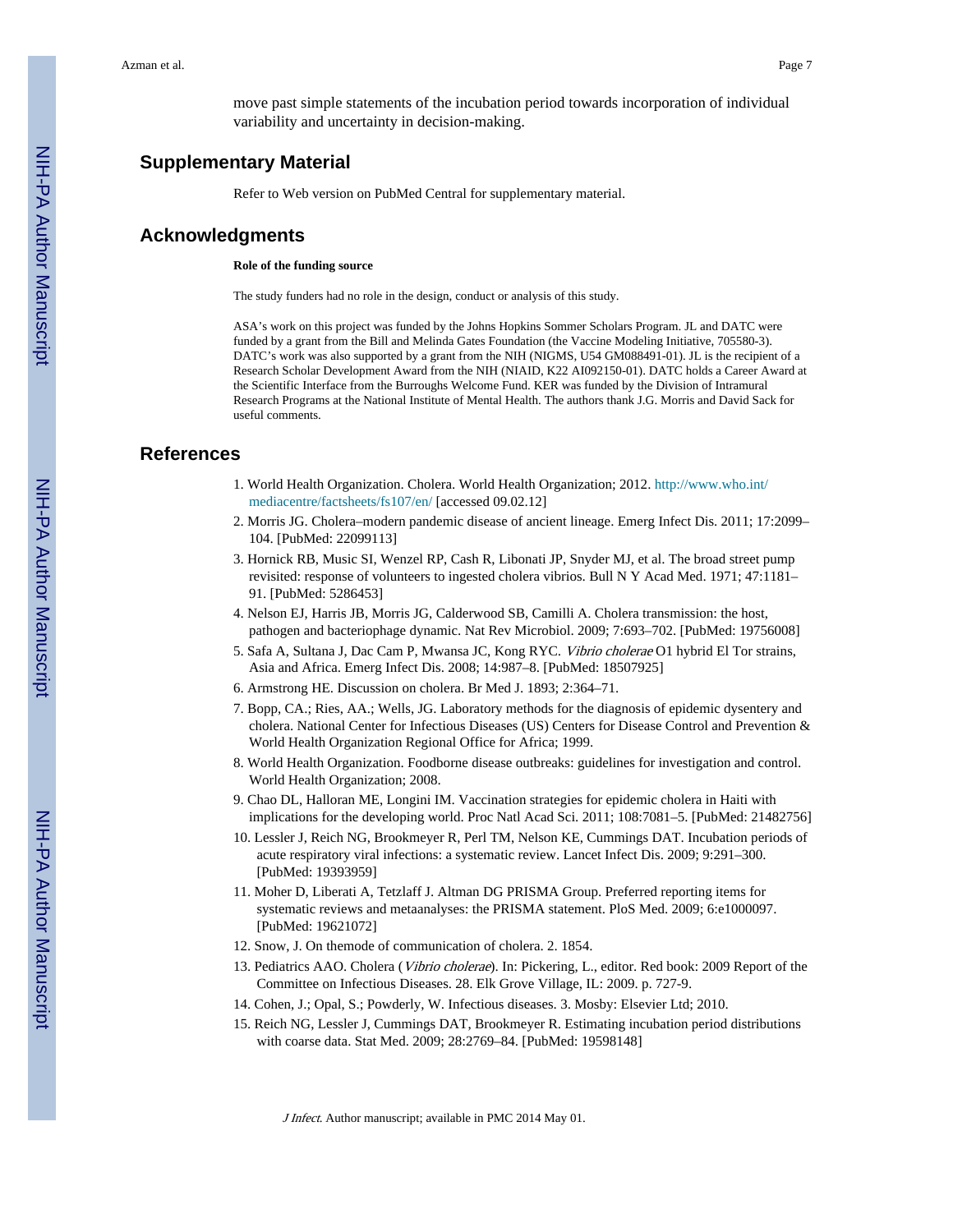move past simple statements of the incubation period towards incorporation of individual variability and uncertainty in decision-making.

## Supplementary Material

Refer to Web version on PubMed Central for supplementary material.

## Acknowledgments

**Role of the funding source**

The study funders had no role in the design, conduct or analysis of this study.

ASA's work on this project was funded by the Johns Hopkins Sommer Scholars Program. JL and DATC were funded by a grant from the Bill and Melinda Gates Foundation (the Vaccine Modeling Initiative, 705580-3). DATC's work was also supported by a grant from the NIH (NIGMS, U54 GM088491-01). JL is the recipient of a Research Scholar Development Award from the NIH (NIAID, K22 AI092150-01). DATC holds a Career Award at the Scientific Interface from the Burroughs Welcome Fund. KER was funded by the Division of Intramural Research Programs at the National Institute of Mental Health. The authors thank J.G. Morris and David Sack for useful comments.

## References

1. World Health Organization. Cholera. World Health Organization; 2012. http://www.who.int/mediacentre/factsheets/fs107/en/ [accessed 09.02.12]
2. Morris JG. Cholera–modern pandemic disease of ancient lineage. Emerg Infect Dis. 2011; 17:2099–104. [PubMed: 22099113]
3. Hornick RB, Music SI, Wenzel RP, Cash R, Libonati JP, Snyder MJ, et al. The broad street pump revisited: response of volunteers to ingested cholera vibrios. Bull N Y Acad Med. 1971; 47:1181–91. [PubMed: 5286453]
4. Nelson EJ, Harris JB, Morris JG, Calderwood SB, Camilli A. Cholera transmission: the host, pathogen and bacteriophage dynamic. Nat Rev Microbiol. 2009; 7:693–702. [PubMed: 19756008]
5. Safa A, Sultana J, Dac Cam P, Mwansa JC, Kong RYC. *Vibrio cholerae* O1 hybrid El Tor strains, Asia and Africa. Emerg Infect Dis. 2008; 14:987–8. [PubMed: 18507925]
6. Armstrong HE. Discussion on cholera. Br Med J. 1893; 2:364–71.
7. Bopp, CA.; Ries, AA.; Wells, JG. Laboratory methods for the diagnosis of epidemic dysentery and cholera. National Center for Infectious Diseases (US) Centers for Disease Control and Prevention & World Health Organization Regional Office for Africa; 1999.
8. World Health Organization. Foodborne disease outbreaks: guidelines for investigation and control. World Health Organization; 2008.
9. Chao DL, Halloran ME, Longini IM. Vaccination strategies for epidemic cholera in Haiti with implications for the developing world. Proc Natl Acad Sci. 2011; 108:7081–5. [PubMed: 21482756]
10. Lessler J, Reich NG, Brookmeyer R, Perl TM, Nelson KE, Cummings DAT. Incubation periods of acute respiratory viral infections: a systematic review. Lancet Infect Dis. 2009; 9:291–300. [PubMed: 19393959]
11. Moher D, Liberati A, Tetzlaff J. Altman DG PRISMA Group. Preferred reporting items for systematic reviews and metaanalyses: the PRISMA statement. PloS Med. 2009; 6:e1000097. [PubMed: 19621072]
12. Snow, J. On themode of communication of cholera. 2. 1854.
13. Pediatrics AAO. Cholera (*Vibrio cholerae*). In: Pickering, L., editor. Red book: 2009 Report of the Committee on Infectious Diseases. 28. Elk Grove Village, IL: 2009. p. 727-9.
14. Cohen, J.; Opal, S.; Powderly, W. Infectious diseases. 3. Mosby: Elsevier Ltd; 2010.
15. Reich NG, Lessler J, Cummings DAT, Brookmeyer R. Estimating incubation period distributions with coarse data. Stat Med. 2009; 28:2769–84. [PubMed: 19598148]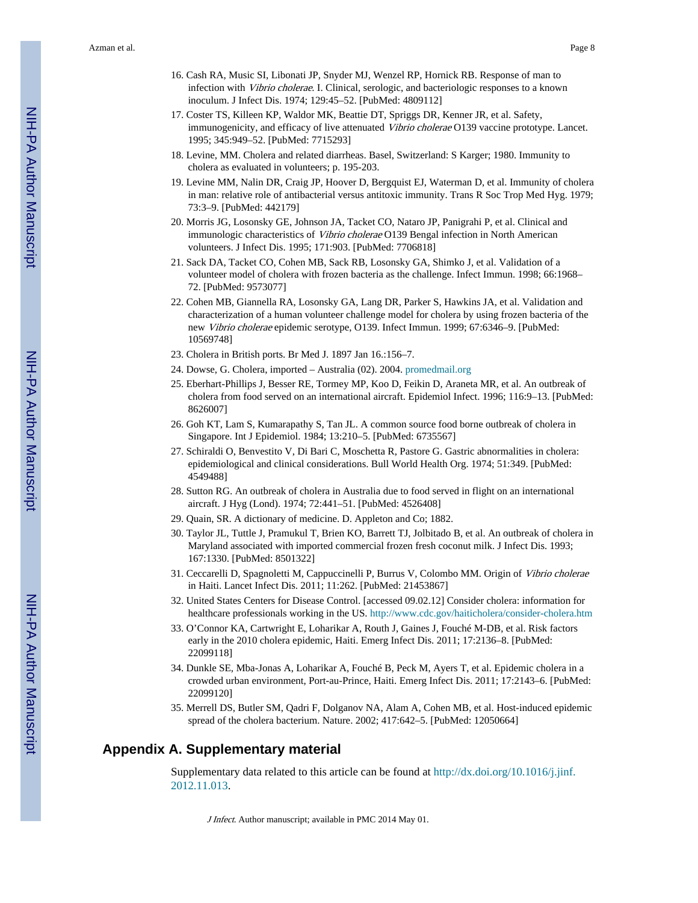16. Cash RA, Music SI, Libonati JP, Snyder MJ, Wenzel RP, Hornick RB. Response of man to infection with *Vibrio cholerae*. I. Clinical, serologic, and bacteriologic responses to a known inoculum. J Infect Dis. 1974; 129:45–52. [PubMed: 4809112]
17. Coster TS, Killeen KP, Waldor MK, Beattie DT, Spriggs DR, Kenner JR, et al. Safety, immunogenicity, and efficacy of live attenuated *Vibrio cholerae* O139 vaccine prototype. Lancet. 1995; 345:949–52. [PubMed: 7715293]
18. Levine, MM. Cholera and related diarrheas. Basel, Switzerland: S Karger; 1980. Immunity to cholera as evaluated in volunteers; p. 195-203.
19. Levine MM, Nalin DR, Craig JP, Hoover D, Bergquist EJ, Waterman D, et al. Immunity of cholera in man: relative role of antibacterial versus antitoxic immunity. Trans R Soc Trop Med Hyg. 1979; 73:3–9. [PubMed: 442179]
20. Morris JG, Losonsky GE, Johnson JA, Tacket CO, Nataro JP, Panigrahi P, et al. Clinical and immunologic characteristics of *Vibrio cholerae* O139 Bengal infection in North American volunteers. J Infect Dis. 1995; 171:903. [PubMed: 7706818]
21. Sack DA, Tacket CO, Cohen MB, Sack RB, Losonsky GA, Shimko J, et al. Validation of a volunteer model of cholera with frozen bacteria as the challenge. Infect Immun. 1998; 66:1968–72. [PubMed: 9573077]
22. Cohen MB, Giannella RA, Losonsky GA, Lang DR, Parker S, Hawkins JA, et al. Validation and characterization of a human volunteer challenge model for cholera by using frozen bacteria of the new *Vibrio cholerae* epidemic serotype, O139. Infect Immun. 1999; 67:6346–9. [PubMed: 10569748]
23. Cholera in British ports. Br Med J. 1897 Jan 16.:156–7.
24. Dowse, G. Cholera, imported – Australia (02). 2004. promedmail.org
25. Eberhart-Phillips J, Besser RE, Tormey MP, Koo D, Feikin D, Araneta MR, et al. An outbreak of cholera from food served on an international aircraft. Epidemiol Infect. 1996; 116:9–13. [PubMed: 8626007]
26. Goh KT, Lam S, Kumarapathy S, Tan JL. A common source food borne outbreak of cholera in Singapore. Int J Epidemiol. 1984; 13:210–5. [PubMed: 6735567]
27. Schiraldi O, Benvestito V, Di Bari C, Moschetta R, Pastore G. Gastric abnormalities in cholera: epidemiological and clinical considerations. Bull World Health Org. 1974; 51:349. [PubMed: 4549488]
28. Sutton RG. An outbreak of cholera in Australia due to food served in flight on an international aircraft. J Hyg (Lond). 1974; 72:441–51. [PubMed: 4526408]
29. Quain, SR. A dictionary of medicine. D. Appleton and Co; 1882.
30. Taylor JL, Tuttle J, Pramukul T, Brien KO, Barrett TJ, Jolbitado B, et al. An outbreak of cholera in Maryland associated with imported commercial frozen fresh coconut milk. J Infect Dis. 1993; 167:1330. [PubMed: 8501322]
31. Ceccarelli D, Spagnoletti M, Cappuccinelli P, Burrus V, Colombo MM. Origin of *Vibrio cholerae* in Haiti. Lancet Infect Dis. 2011; 11:262. [PubMed: 21453867]
32. United States Centers for Disease Control. [accessed 09.02.12] Consider cholera: information for healthcare professionals working in the US. http://www.cdc.gov/haiticholera/consider-cholera.htm
33. O'Connor KA, Cartwright E, Loharikar A, Routh J, Gaines J, Fouché M-DB, et al. Risk factors early in the 2010 cholera epidemic, Haiti. Emerg Infect Dis. 2011; 17:2136–8. [PubMed: 22099118]
34. Dunkle SE, Mba-Jonas A, Loharikar A, Fouché B, Peck M, Ayers T, et al. Epidemic cholera in a crowded urban environment, Port-au-Prince, Haiti. Emerg Infect Dis. 2011; 17:2143–6. [PubMed: 22099120]
35. Merrell DS, Butler SM, Qadri F, Dolganov NA, Alam A, Cohen MB, et al. Host-induced epidemic spread of the cholera bacterium. Nature. 2002; 417:642–5. [PubMed: 12050664]

## Appendix A. Supplementary material

Supplementary data related to this article can be found at http://dx.doi.org/10.1016/j.jinf.2012.11.013.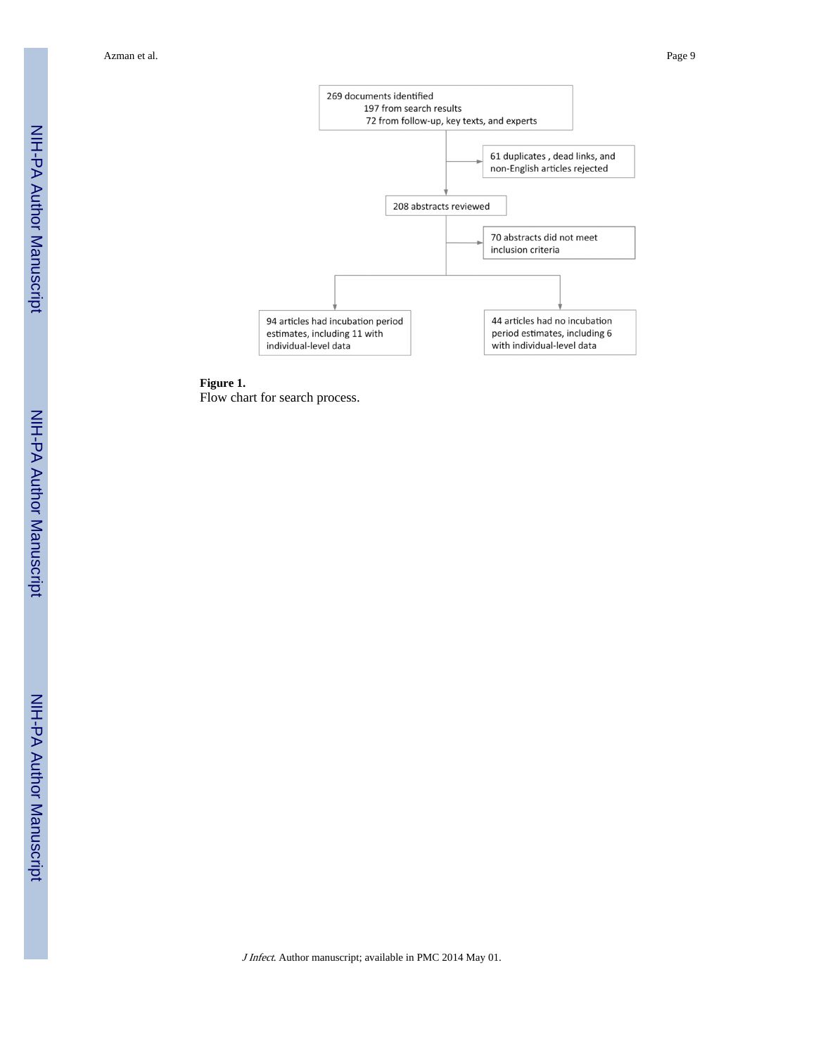269 documents identified

197 from search results

72 from follow-up, key texts, and experts

61 duplicates , dead links, and non-English articles rejected

208 abstracts reviewed

70 abstracts did not meet inclusion criteria

94 articles had incubation period estimates, including 11 with individual-level data

44 articles had no incubation period estimates, including 6 with individual-level data

**Figure 1.**

Flow chart for search process.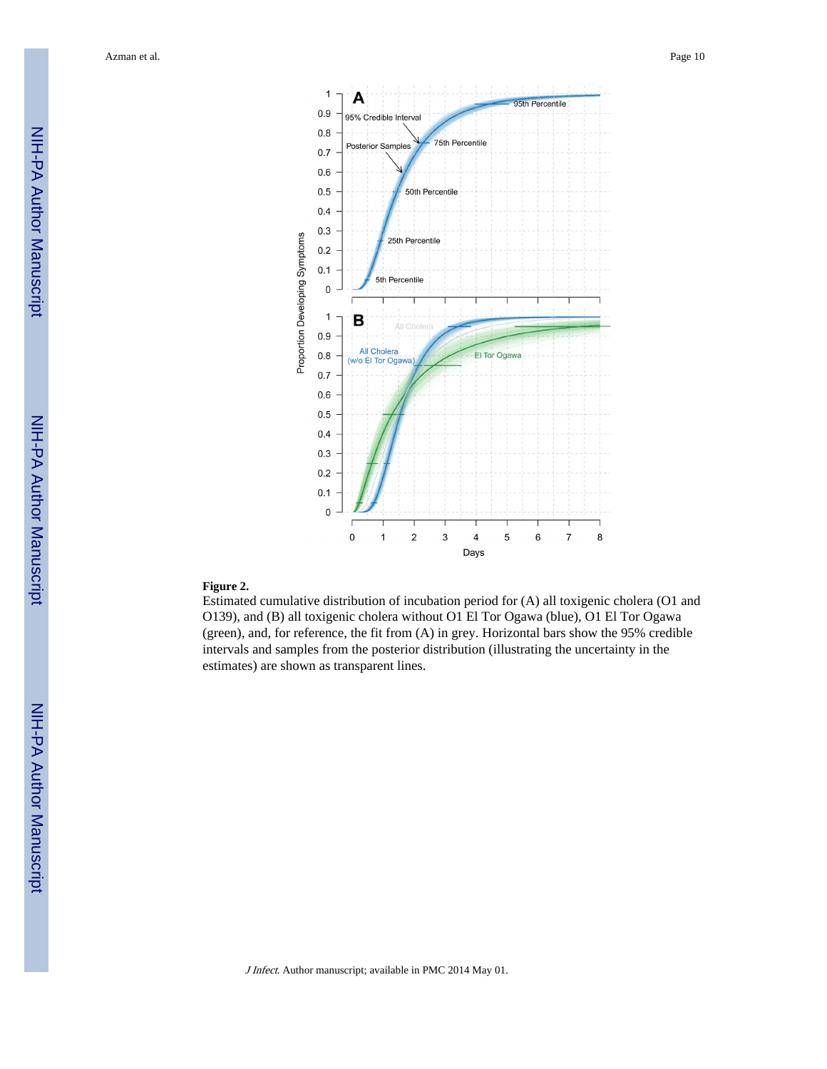**Figure 2.**

Estimated cumulative distribution of incubation period for (A) all toxigenic cholera (O1 and O139), and (B) all toxigenic cholera without O1 El Tor Ogawa (blue), O1 El Tor Ogawa (green), and, for reference, the fit from (A) in grey. Horizontal bars show the 95% credible intervals and samples from the posterior distribution (illustrating the uncertainty in the estimates) are shown as transparent lines.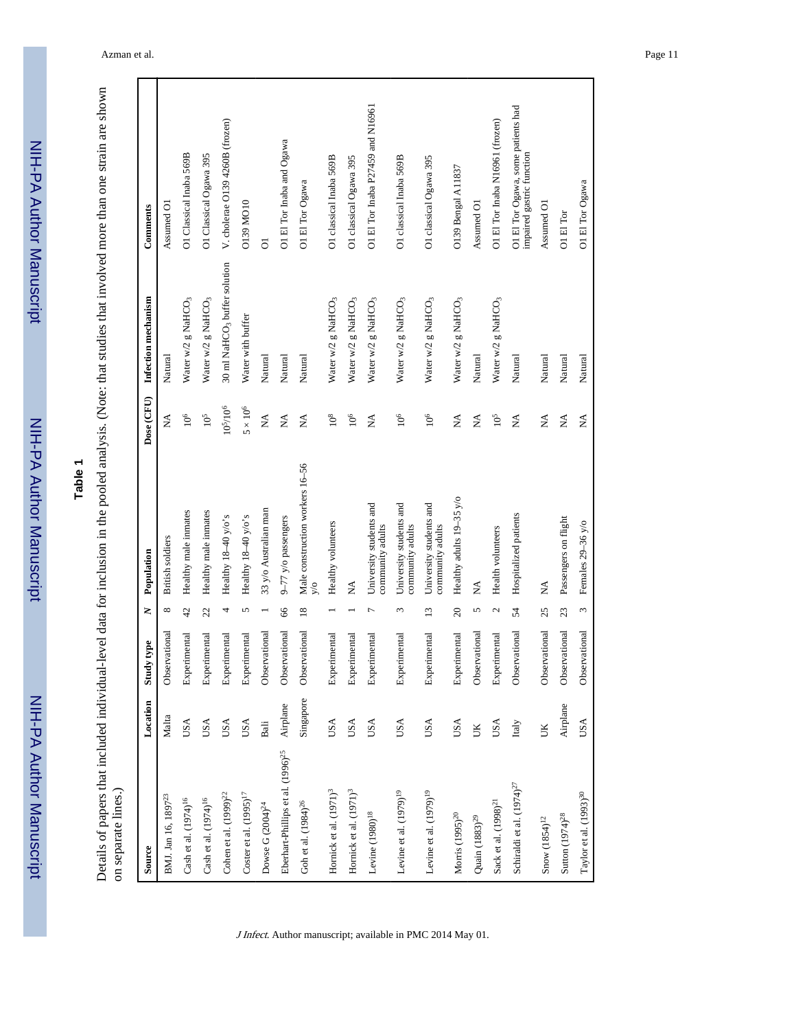**Table 1**

Details of papers that included individual-level data for inclusion in the pooled analysis. (Note: that studies that involved more than one strain are shown on separate lines.)

| Source | Location | Study type | N | Population | Dose (CFU) | Infection mechanism | Comments |
|---|---|---|---|---|---|---|---|
| BMJ. Jan 16, 1897[23] | Malta | Observational | 8 | British soldiers | NA | Natural | Assumed O1 |
| Cash et al. (1974)[16] | USA | Experimental | 42 | Healthy male inmates | $10^6$ | Water w/2 g $NaHCO_3$ | O1 Classical Inaba 569B |
| Cash et al. (1974)[16] | USA | Experimental | 22 | Healthy male inmates | $10^5$ | Water w/2 g $NaHCO_3$ | O1 Classical Ogawa 395 |
| Cohen et al. (1999)[22] | USA | Experimental | 4 | Healthy 18–40 y/o's | $10^5/10^6$ | 30 ml $NaHCO_3$ buffer solution | V. cholerae O139 4260B (frozen) |
| Coster et al. (1995)[17] | USA | Experimental | 5 | Healthy 18–40 y/o's | $5 \times 10^6$ | Water with buffer | O139 MO10 |
| Dowse G (2004)[24] | Bali | Observational | 1 | 33 y/o Australian man | NA | Natural | O1 |
| Eberhart-Phillips et al. (1996)[25] | Airplane | Observational | 66 | 9–77 y/o passengers | NA | Natural | O1 El Tor Inaba and Ogawa |
| Goh et al. (1984)[26] | Singapore | Observational | 18 | Male construction workers 16–56 y/o | NA | Natural | O1 El Tor Ogawa |
| Hornick et al. (1971)[3] | USA | Experimental | 1 | Healthy volunteers | $10^8$ | Water w/2 g $NaHCO_3$ | O1 classical Inaba 569B |
| Hornick et al. (1971)[3] | USA | Experimental | 1 | NA | $10^6$ | Water w/2 g $NaHCO_3$ | O1 classical Ogawa 395 |
| Levine (1980)[18] | USA | Experimental | 7 | University students and community adults | NA | Water w/2 g $NaHCO_3$ | O1 El Tor Inaba P27459 and N16961 |
| Levine et al. (1979)[19] | USA | Experimental | 3 | University students and community adults | $10^6$ | Water w/2 g $NaHCO_3$ | O1 classical Inaba 569B |
| Levine et al. (1979)[19] | USA | Experimental | 13 | University students and community adults | $10^6$ | Water w/2 g $NaHCO_3$ | O1 classical Ogawa 395 |
| Morris (1995)[20] | USA | Experimental | 20 | Healthy adults 19–35 y/o | NA | Water w/2 g $NaHCO_3$ | O139 Bengal A11837 |
| Quain (1883)[29] | UK | Observational | 5 | NA | NA | Natural | Assumed O1 |
| Sack et al. (1998)[21] | USA | Experimental | 2 | Health volunteers | $10^5$ | Water w/2 g $NaHCO_3$ | O1 El Tor Inaba N16961 (frozen) |
| Schiraldi et al. (1974)[27] | Italy | Observational | 54 | Hospitalized patients | NA | Natural | O1 El Tor Ogawa, some patients had impaired gastric function |
| Snow (1854)[12] | UK | Observational | 25 | NA | NA | Natural | Assumed O1 |
| Sutton (1974)[28] | Airplane | Observational | 23 | Passengers on flight | NA | Natural | O1 El Tor |
| Taylor et al. (1993)[30] | USA | Observational | 3 | Females 29–36 y/o | NA | Natural | O1 El Tor Ogawa |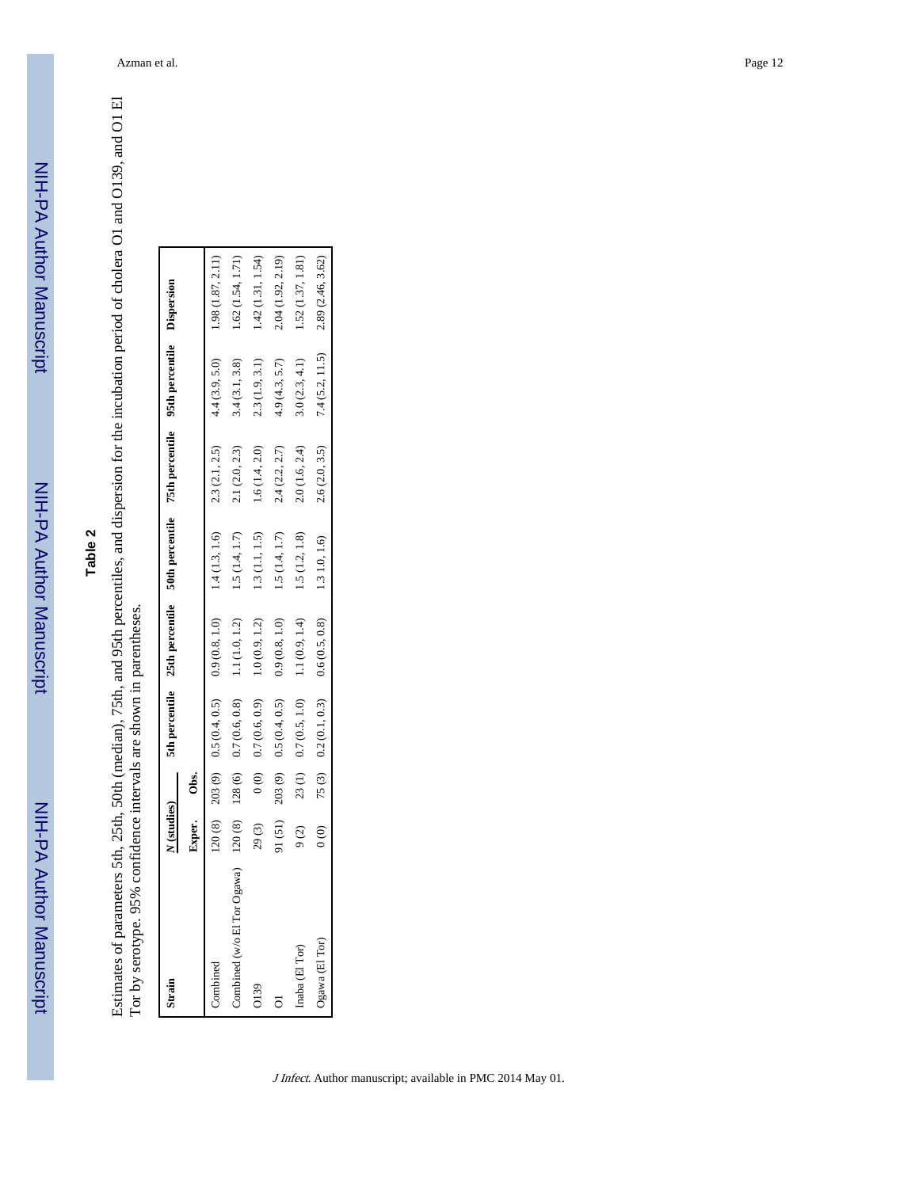## Table 2

Estimates of parameters 5th, 25th, 50th (median), 75th, and 95th percentiles, and dispersion for the incubation period of cholera O1 and O139, and O1 El Tor by serotype. 95% confidence intervals are shown in parentheses.

| Strain | *N* (studies) | | 5th percentile | 25th percentile | 50th percentile | 75th percentile | 95th percentile | Dispersion |
|---|---|---|---|---|---|---|---|---|
| | Exper. | Obs. | | | | | | |
| Combined | 120 (8) | 203 (9) | 0.5 (0.4, 0.5) | 0.9 (0.8, 1.0) | 1.4 (1.3, 1.6) | 2.3 (2.1, 2.5) | 4.4 (3.9, 5.0) | 1.98 (1.87, 2.11) |
| Combined (w/o El Tor Ogawa) | 120 (8) | 128 (6) | 0.7 (0.6, 0.8) | 1.1 (1.0, 1.2) | 1.5 (1.4, 1.7) | 2.1 (2.0, 2.3) | 3.4 (3.1, 3.8) | 1.62 (1.54, 1.71) |
| O139 | 29 (3) | 0 (0) | 0.7 (0.6, 0.9) | 1.0 (0.9, 1.2) | 1.3 (1.1, 1.5) | 1.6 (1.4, 2.0) | 2.3 (1.9, 3.1) | 1.42 (1.31, 1.54) |
| O1 | 91 (51) | 203 (9) | 0.5 (0.4, 0.5) | 0.9 (0.8, 1.0) | 1.5 (1.4, 1.7) | 2.4 (2.2, 2.7) | 4.9 (4.3, 5.7) | 2.04 (1.92, 2.19) |
| Inaba (El Tor) | 9 (2) | 23 (1) | 0.7 (0.5, 1.0) | 1.1 (0.9, 1.4) | 1.5 (1.2, 1.8) | 2.0 (1.6, 2.4) | 3.0 (2.3, 4.1) | 1.52 (1.37, 1.81) |
| Ogawa (El Tor) | 0 (0) | 75 (3) | 0.2 (0.1, 0.3) | 0.6 (0.5, 0.8) | 1.3 1.0, 1.6) | 2.6 (2.0, 3.5) | 7.4 (5.2, 11.5) | 2.89 (2.46, 3.62) |